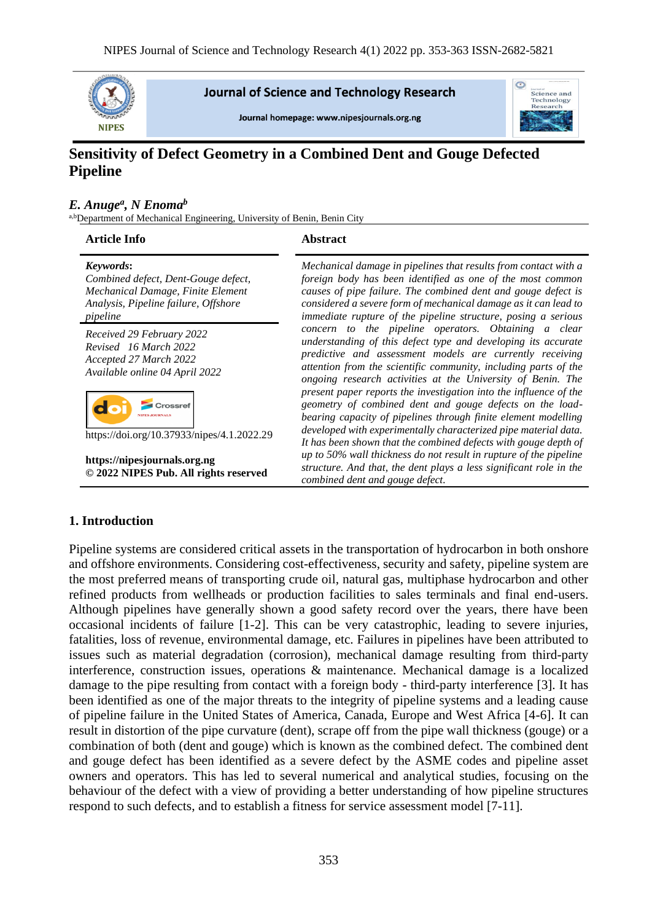# Sensitivity of Defect Geometry in a Combined Dent and Gouge Defected Pipeline

***E. Anuge[a], N Enoma[b]***

[a,b]Department of Mechanical Engineering, University of Benin, Benin City

## Article Info

***Keywords*:**
*Combined defect, Dent-Gouge defect, Mechanical Damage, Finite Element Analysis, Pipeline failure, Offshore pipeline*

*Received 29 February 2022*
*Revised 16 March 2022*
*Accepted 27 March 2022*
*Available online 04 April 2022*

https://doi.org/10.37933/nipes/4.1.2022.29

**https://nipesjournals.org.ng**
**© 2022 NIPES Pub. All rights reserved**

## Abstract

*Mechanical damage in pipelines that results from contact with a foreign body has been identified as one of the most common causes of pipe failure. The combined dent and gouge defect is considered a severe form of mechanical damage as it can lead to immediate rupture of the pipeline structure, posing a serious concern to the pipeline operators. Obtaining a clear understanding of this defect type and developing its accurate predictive and assessment models are currently receiving attention from the scientific community, including parts of the ongoing research activities at the University of Benin. The present paper reports the investigation into the influence of the geometry of combined dent and gouge defects on the load-bearing capacity of pipelines through finite element modelling developed with experimentally characterized pipe material data. It has been shown that the combined defects with gouge depth of up to 50% wall thickness do not result in rupture of the pipeline structure. And that, the dent plays a less significant role in the combined dent and gouge defect.*

## 1. Introduction

Pipeline systems are considered critical assets in the transportation of hydrocarbon in both onshore and offshore environments. Considering cost-effectiveness, security and safety, pipeline system are the most preferred means of transporting crude oil, natural gas, multiphase hydrocarbon and other refined products from wellheads or production facilities to sales terminals and final end-users. Although pipelines have generally shown a good safety record over the years, there have been occasional incidents of failure [1-2]. This can be very catastrophic, leading to severe injuries, fatalities, loss of revenue, environmental damage, etc. Failures in pipelines have been attributed to issues such as material degradation (corrosion), mechanical damage resulting from third-party interference, construction issues, operations & maintenance. Mechanical damage is a localized damage to the pipe resulting from contact with a foreign body - third-party interference [3]. It has been identified as one of the major threats to the integrity of pipeline systems and a leading cause of pipeline failure in the United States of America, Canada, Europe and West Africa [4-6]. It can result in distortion of the pipe curvature (dent), scrape off from the pipe wall thickness (gouge) or a combination of both (dent and gouge) which is known as the combined defect. The combined dent and gouge defect has been identified as a severe defect by the ASME codes and pipeline asset owners and operators. This has led to several numerical and analytical studies, focusing on the behaviour of the defect with a view of providing a better understanding of how pipeline structures respond to such defects, and to establish a fitness for service assessment model [7-11].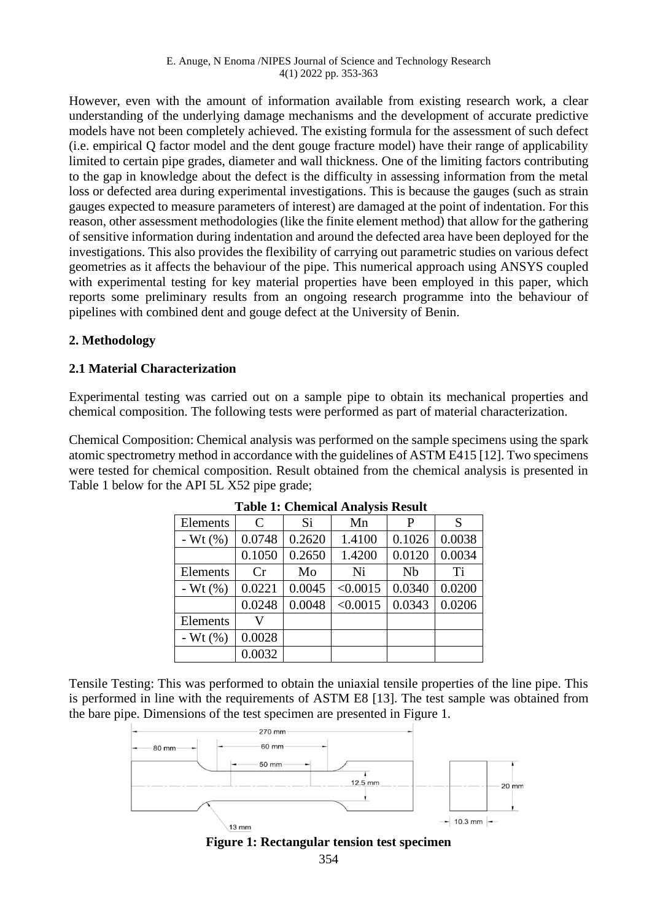However, even with the amount of information available from existing research work, a clear understanding of the underlying damage mechanisms and the development of accurate predictive models have not been completely achieved. The existing formula for the assessment of such defect (i.e. empirical Q factor model and the dent gouge fracture model) have their range of applicability limited to certain pipe grades, diameter and wall thickness. One of the limiting factors contributing to the gap in knowledge about the defect is the difficulty in assessing information from the metal loss or defected area during experimental investigations. This is because the gauges (such as strain gauges expected to measure parameters of interest) are damaged at the point of indentation. For this reason, other assessment methodologies (like the finite element method) that allow for the gathering of sensitive information during indentation and around the defected area have been deployed for the investigations. This also provides the flexibility of carrying out parametric studies on various defect geometries as it affects the behaviour of the pipe. This numerical approach using ANSYS coupled with experimental testing for key material properties have been employed in this paper, which reports some preliminary results from an ongoing research programme into the behaviour of pipelines with combined dent and gouge defect at the University of Benin.

## 2. Methodology

### 2.1 Material Characterization

Experimental testing was carried out on a sample pipe to obtain its mechanical properties and chemical composition. The following tests were performed as part of material characterization.

Chemical Composition: Chemical analysis was performed on the sample specimens using the spark atomic spectrometry method in accordance with the guidelines of ASTM E415 [12]. Two specimens were tested for chemical composition. Result obtained from the chemical analysis is presented in Table 1 below for the API 5L X52 pipe grade;

**Table 1: Chemical Analysis Result**

| Elements | C | Si | Mn | P | S |
|---|---|---|---|---|---|
| - Wt (%) | 0.0748 | 0.2620 | 1.4100 | 0.1026 | 0.0038 |
| | 0.1050 | 0.2650 | 1.4200 | 0.0120 | 0.0034 |
| Elements | Cr | Mo | Ni | Nb | Ti |
| - Wt (%) | 0.0221 | 0.0045 | <0.0015 | 0.0340 | 0.0200 |
| | 0.0248 | 0.0048 | <0.0015 | 0.0343 | 0.0206 |
| Elements | V | | | | |
| - Wt (%) | 0.0028 | | | | |
| | 0.0032 | | | | |

Tensile Testing: This was performed to obtain the uniaxial tensile properties of the line pipe. This is performed in line with the requirements of ASTM E8 [13]. The test sample was obtained from the bare pipe. Dimensions of the test specimen are presented in Figure 1.

**Figure 1: Rectangular tension test specimen**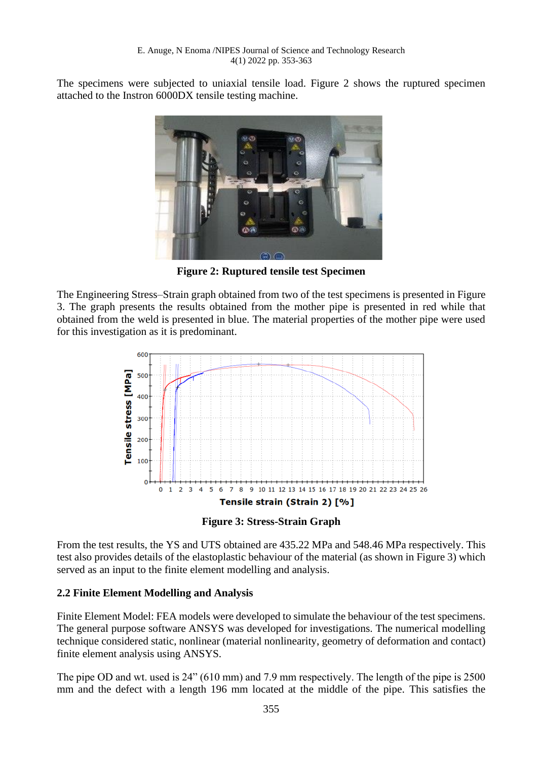The specimens were subjected to uniaxial tensile load. Figure 2 shows the ruptured specimen attached to the Instron 6000DX tensile testing machine.

**Figure 2: Ruptured tensile test Specimen**

The Engineering Stress–Strain graph obtained from two of the test specimens is presented in Figure 3. The graph presents the results obtained from the mother pipe is presented in red while that obtained from the weld is presented in blue. The material properties of the mother pipe were used for this investigation as it is predominant.

**Figure 3: Stress-Strain Graph**

From the test results, the YS and UTS obtained are 435.22 MPa and 548.46 MPa respectively. This test also provides details of the elastoplastic behaviour of the material (as shown in Figure 3) which served as an input to the finite element modelling and analysis.

### 2.2 Finite Element Modelling and Analysis

Finite Element Model: FEA models were developed to simulate the behaviour of the test specimens. The general purpose software ANSYS was developed for investigations. The numerical modelling technique considered static, nonlinear (material nonlinearity, geometry of deformation and contact) finite element analysis using ANSYS.

The pipe OD and wt. used is 24" (610 mm) and 7.9 mm respectively. The length of the pipe is 2500 mm and the defect with a length 196 mm located at the middle of the pipe. This satisfies the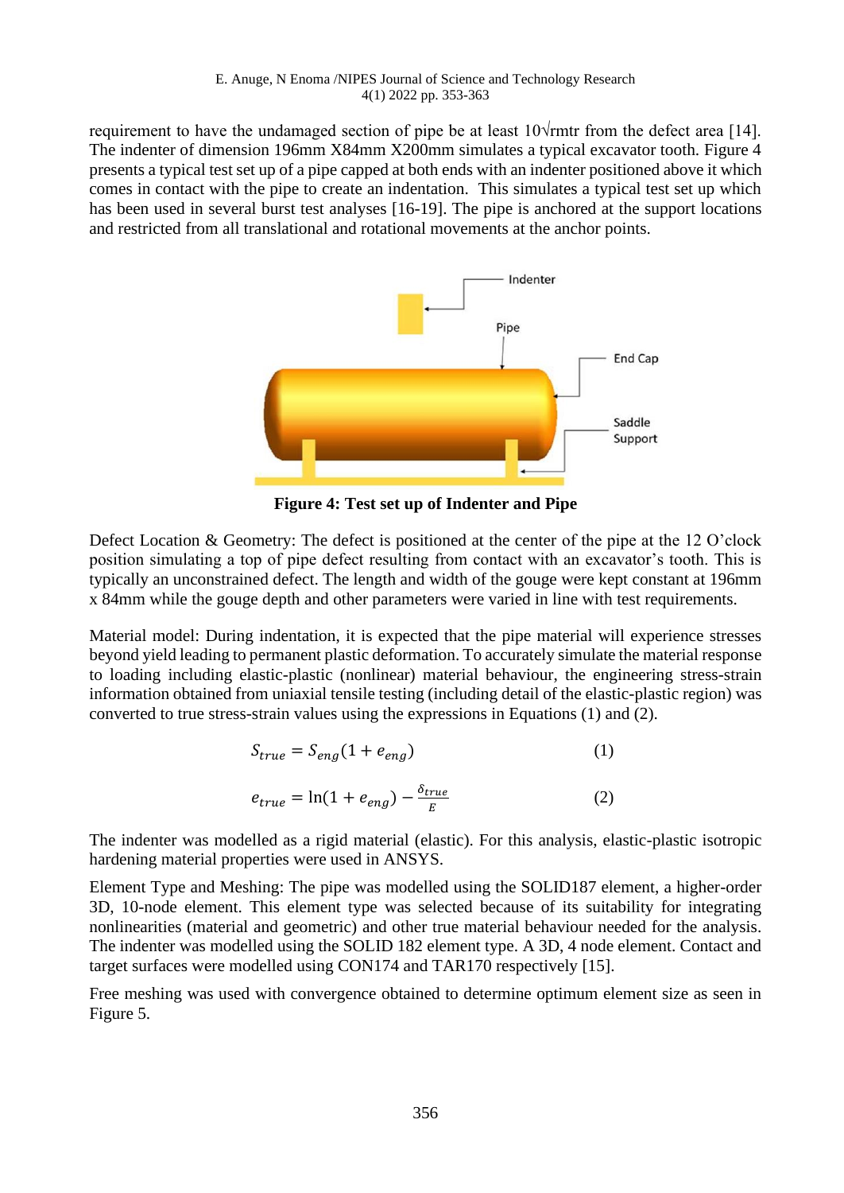requirement to have the undamaged section of pipe be at least 10√rmtr from the defect area [14]. The indenter of dimension 196mm X84mm X200mm simulates a typical excavator tooth. Figure 4 presents a typical test set up of a pipe capped at both ends with an indenter positioned above it which comes in contact with the pipe to create an indentation. This simulates a typical test set up which has been used in several burst test analyses [16-19]. The pipe is anchored at the support locations and restricted from all translational and rotational movements at the anchor points.

**Figure 4: Test set up of Indenter and Pipe**

Defect Location & Geometry: The defect is positioned at the center of the pipe at the 12 O'clock position simulating a top of pipe defect resulting from contact with an excavator's tooth. This is typically an unconstrained defect. The length and width of the gouge were kept constant at 196mm x 84mm while the gouge depth and other parameters were varied in line with test requirements.

Material model: During indentation, it is expected that the pipe material will experience stresses beyond yield leading to permanent plastic deformation. To accurately simulate the material response to loading including elastic-plastic (nonlinear) material behaviour, the engineering stress-strain information obtained from uniaxial tensile testing (including detail of the elastic-plastic region) was converted to true stress-strain values using the expressions in Equations (1) and (2).

$$S_{true} = S_{eng}(1 + e_{eng}) \tag{1}$$

$$e_{true} = \ln(1 + e_{eng}) - \frac{\delta_{true}}{E} \tag{2}$$

The indenter was modelled as a rigid material (elastic). For this analysis, elastic-plastic isotropic hardening material properties were used in ANSYS.

Element Type and Meshing: The pipe was modelled using the SOLID187 element, a higher-order 3D, 10-node element. This element type was selected because of its suitability for integrating nonlinearities (material and geometric) and other true material behaviour needed for the analysis. The indenter was modelled using the SOLID 182 element type. A 3D, 4 node element. Contact and target surfaces were modelled using CON174 and TAR170 respectively [15].

Free meshing was used with convergence obtained to determine optimum element size as seen in Figure 5.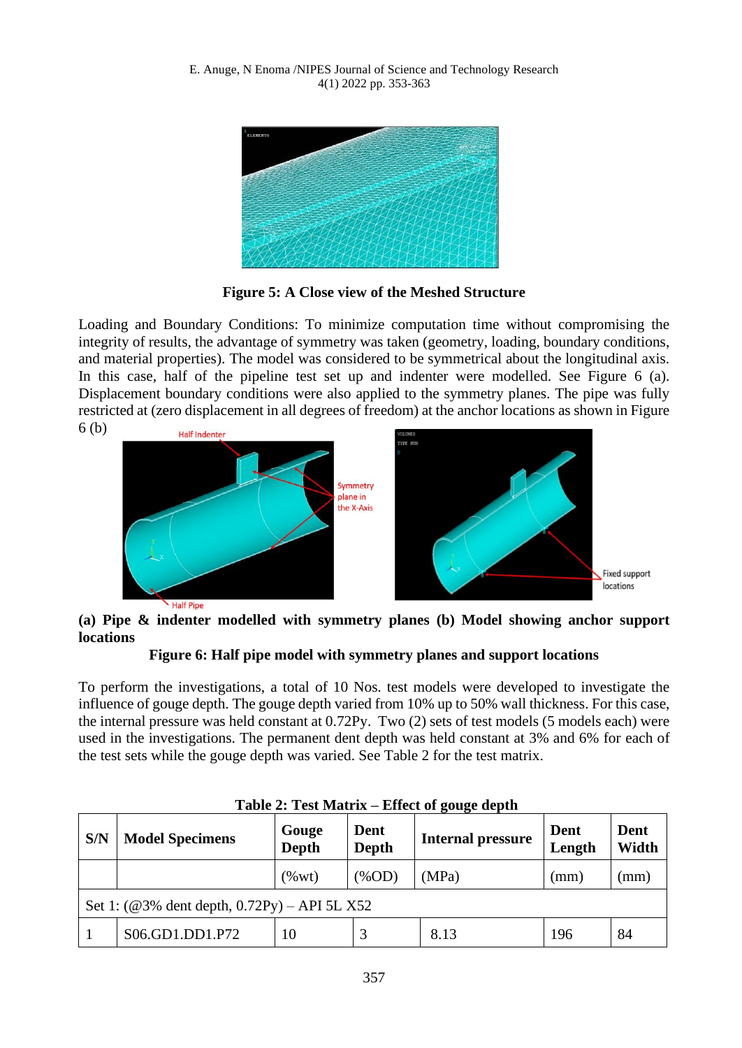**Figure 5: A Close view of the Meshed Structure**

Loading and Boundary Conditions: To minimize computation time without compromising the integrity of results, the advantage of symmetry was taken (geometry, loading, boundary conditions, and material properties). The model was considered to be symmetrical about the longitudinal axis. In this case, half of the pipeline test set up and indenter were modelled. See Figure 6 (a). Displacement boundary conditions were also applied to the symmetry planes. The pipe was fully restricted at (zero displacement in all degrees of freedom) at the anchor locations as shown in Figure 6 (b)

**(a) Pipe & indenter modelled with symmetry planes (b) Model showing anchor support locations**

**Figure 6: Half pipe model with symmetry planes and support locations**

To perform the investigations, a total of 10 Nos. test models were developed to investigate the influence of gouge depth. The gouge depth varied from 10% up to 50% wall thickness. For this case, the internal pressure was held constant at 0.72Py. Two (2) sets of test models (5 models each) were used in the investigations. The permanent dent depth was held constant at 3% and 6% for each of the test sets while the gouge depth was varied. See Table 2 for the test matrix.

**Table 2: Test Matrix – Effect of gouge depth**

| S/N | Model Specimens | Gouge Depth | Dent Depth | Internal pressure | Dent Length | Dent Width |
|---|---|---|---|---|---|---|
| | | (%wt) | (%OD) | (MPa) | (mm) | (mm) |
| Set 1: (@3% dent depth, 0.72Py) – API 5L X52 | | | | | | |
| 1 | S06.GD1.DD1.P72 | 10 | 3 | 8.13 | 196 | 84 |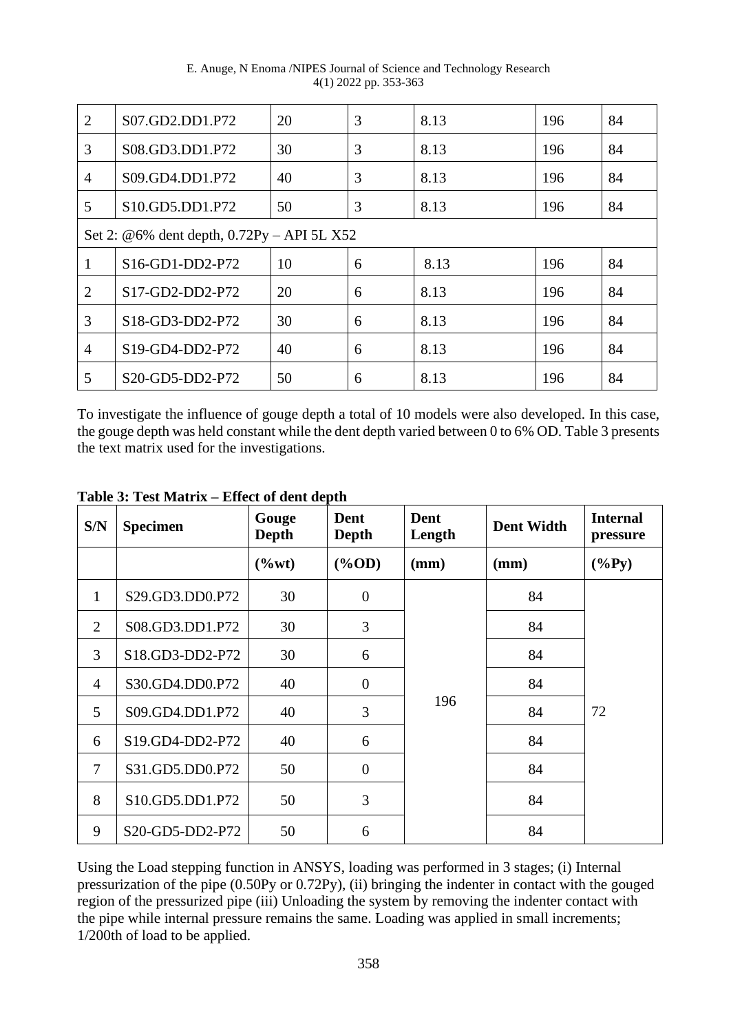| | | | | | | |
|---|---|---|---|---|---|---|
| 2 | S07.GD2.DD1.P72 | 20 | 3 | 8.13 | 196 | 84 |
| 3 | S08.GD3.DD1.P72 | 30 | 3 | 8.13 | 196 | 84 |
| 4 | S09.GD4.DD1.P72 | 40 | 3 | 8.13 | 196 | 84 |
| 5 | S10.GD5.DD1.P72 | 50 | 3 | 8.13 | 196 | 84 |
| Set 2: @6% dent depth, 0.72Py – API 5L X52 | | | | | | |
| 1 | S16-GD1-DD2-P72 | 10 | 6 | 8.13 | 196 | 84 |
| 2 | S17-GD2-DD2-P72 | 20 | 6 | 8.13 | 196 | 84 |
| 3 | S18-GD3-DD2-P72 | 30 | 6 | 8.13 | 196 | 84 |
| 4 | S19-GD4-DD2-P72 | 40 | 6 | 8.13 | 196 | 84 |
| 5 | S20-GD5-DD2-P72 | 50 | 6 | 8.13 | 196 | 84 |

To investigate the influence of gouge depth a total of 10 models were also developed. In this case, the gouge depth was held constant while the dent depth varied between 0 to 6% OD. Table 3 presents the text matrix used for the investigations.

**Table 3: Test Matrix – Effect of dent depth**

| S/N | Specimen | Gouge Depth | Dent Depth | Dent Length | Dent Width | Internal pressure |
|---|---|---|---|---|---|---|
| | | (%wt) | (%OD) | (mm) | (mm) | (%Py) |
| 1 | S29.GD3.DD0.P72 | 30 | 0 | 196 | 84 | 72 |
| 2 | S08.GD3.DD1.P72 | 30 | 3 | | 84 | |
| 3 | S18.GD3-DD2-P72 | 30 | 6 | | 84 | |
| 4 | S30.GD4.DD0.P72 | 40 | 0 | | 84 | |
| 5 | S09.GD4.DD1.P72 | 40 | 3 | | 84 | |
| 6 | S19.GD4-DD2-P72 | 40 | 6 | | 84 | |
| 7 | S31.GD5.DD0.P72 | 50 | 0 | | 84 | |
| 8 | S10.GD5.DD1.P72 | 50 | 3 | | 84 | |
| 9 | S20-GD5-DD2-P72 | 50 | 6 | | 84 | |

Using the Load stepping function in ANSYS, loading was performed in 3 stages; (i) Internal pressurization of the pipe (0.50Py or 0.72Py), (ii) bringing the indenter in contact with the gouged region of the pressurized pipe (iii) Unloading the system by removing the indenter contact with the pipe while internal pressure remains the same. Loading was applied in small increments; 1/200th of load to be applied.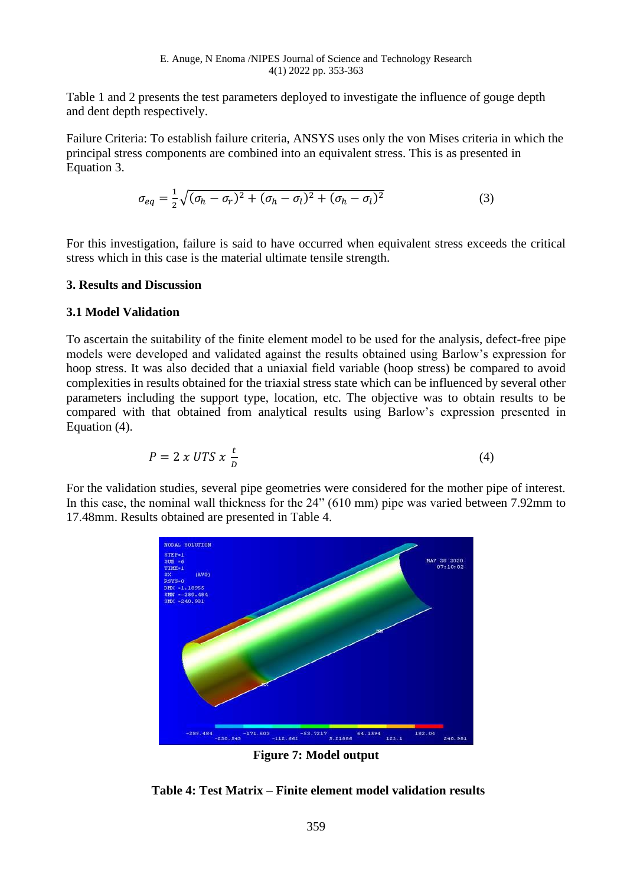Table 1 and 2 presents the test parameters deployed to investigate the influence of gouge depth and dent depth respectively.

Failure Criteria: To establish failure criteria, ANSYS uses only the von Mises criteria in which the principal stress components are combined into an equivalent stress. This is as presented in Equation 3.

$$\sigma_{eq} = \frac{1}{2}\sqrt{(\sigma_h - \sigma_r)^2 + (\sigma_h - \sigma_l)^2 + (\sigma_h - \sigma_l)^2} \tag{3}$$

For this investigation, failure is said to have occurred when equivalent stress exceeds the critical stress which in this case is the material ultimate tensile strength.

### 3. Results and Discussion

### 3.1 Model Validation

To ascertain the suitability of the finite element model to be used for the analysis, defect-free pipe models were developed and validated against the results obtained using Barlow's expression for hoop stress. It was also decided that a uniaxial field variable (hoop stress) be compared to avoid complexities in results obtained for the triaxial stress state which can be influenced by several other parameters including the support type, location, etc. The objective was to obtain results to be compared with that obtained from analytical results using Barlow's expression presented in Equation (4).

$$P = 2\ x\ UTS\ x\ \frac{t}{D} \tag{4}$$

For the validation studies, several pipe geometries were considered for the mother pipe of interest. In this case, the nominal wall thickness for the 24" (610 mm) pipe was varied between 7.92mm to 17.48mm. Results obtained are presented in Table 4.

**Figure 7: Model output**

**Table 4: Test Matrix – Finite element model validation results**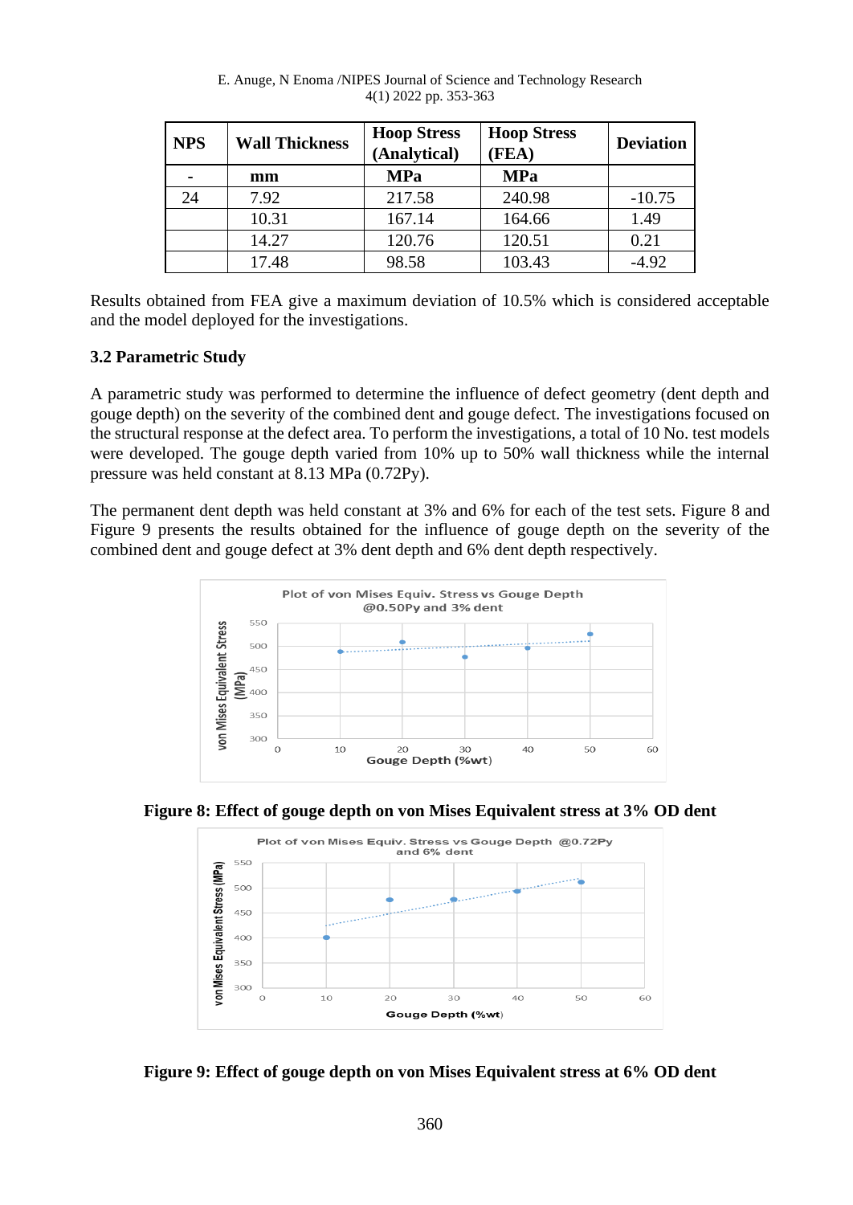| NPS | Wall Thickness | Hoop Stress (Analytical) | Hoop Stress (FEA) | Deviation |
|---|---|---|---|---|
| - | mm | MPa | MPa | |
| 24 | 7.92 | 217.58 | 240.98 | -10.75 |
| | 10.31 | 167.14 | 164.66 | 1.49 |
| | 14.27 | 120.76 | 120.51 | 0.21 |
| | 17.48 | 98.58 | 103.43 | -4.92 |

Results obtained from FEA give a maximum deviation of 10.5% which is considered acceptable and the model deployed for the investigations.

### 3.2 Parametric Study

A parametric study was performed to determine the influence of defect geometry (dent depth and gouge depth) on the severity of the combined dent and gouge defect. The investigations focused on the structural response at the defect area. To perform the investigations, a total of 10 No. test models were developed. The gouge depth varied from 10% up to 50% wall thickness while the internal pressure was held constant at 8.13 MPa (0.72Py).

The permanent dent depth was held constant at 3% and 6% for each of the test sets. Figure 8 and Figure 9 presents the results obtained for the influence of gouge depth on the severity of the combined dent and gouge defect at 3% dent depth and 6% dent depth respectively.

**Figure 8: Effect of gouge depth on von Mises Equivalent stress at 3% OD dent**

**Figure 9: Effect of gouge depth on von Mises Equivalent stress at 6% OD dent**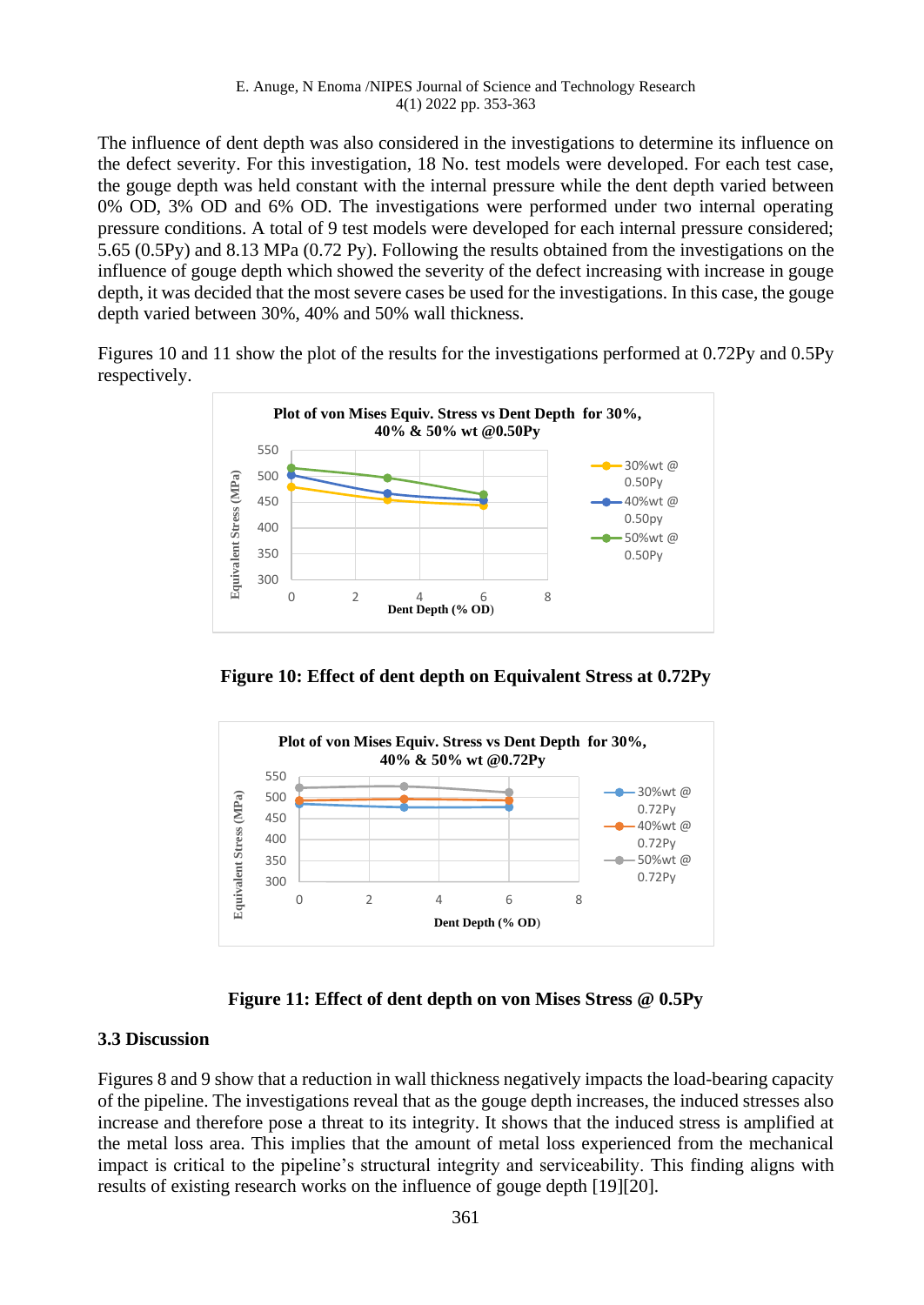The influence of dent depth was also considered in the investigations to determine its influence on the defect severity. For this investigation, 18 No. test models were developed. For each test case, the gouge depth was held constant with the internal pressure while the dent depth varied between 0% OD, 3% OD and 6% OD. The investigations were performed under two internal operating pressure conditions. A total of 9 test models were developed for each internal pressure considered; 5.65 (0.5Py) and 8.13 MPa (0.72 Py). Following the results obtained from the investigations on the influence of gouge depth which showed the severity of the defect increasing with increase in gouge depth, it was decided that the most severe cases be used for the investigations. In this case, the gouge depth varied between 30%, 40% and 50% wall thickness.

Figures 10 and 11 show the plot of the results for the investigations performed at 0.72Py and 0.5Py respectively.

**Figure 10: Effect of dent depth on Equivalent Stress at 0.72Py**

**Figure 11: Effect of dent depth on von Mises Stress @ 0.5Py**

### 3.3 Discussion

Figures 8 and 9 show that a reduction in wall thickness negatively impacts the load-bearing capacity of the pipeline. The investigations reveal that as the gouge depth increases, the induced stresses also increase and therefore pose a threat to its integrity. It shows that the induced stress is amplified at the metal loss area. This implies that the amount of metal loss experienced from the mechanical impact is critical to the pipeline's structural integrity and serviceability. This finding aligns with results of existing research works on the influence of gouge depth [19][20].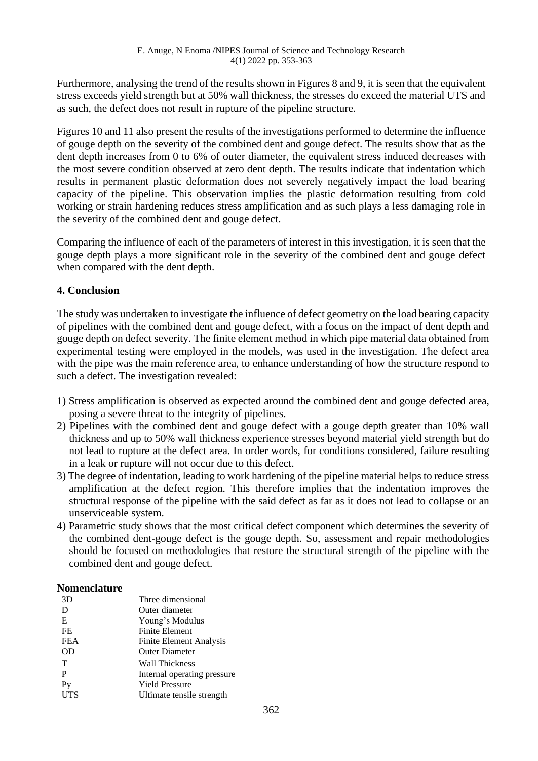Furthermore, analysing the trend of the results shown in Figures 8 and 9, it is seen that the equivalent stress exceeds yield strength but at 50% wall thickness, the stresses do exceed the material UTS and as such, the defect does not result in rupture of the pipeline structure.

Figures 10 and 11 also present the results of the investigations performed to determine the influence of gouge depth on the severity of the combined dent and gouge defect. The results show that as the dent depth increases from 0 to 6% of outer diameter, the equivalent stress induced decreases with the most severe condition observed at zero dent depth. The results indicate that indentation which results in permanent plastic deformation does not severely negatively impact the load bearing capacity of the pipeline. This observation implies the plastic deformation resulting from cold working or strain hardening reduces stress amplification and as such plays a less damaging role in the severity of the combined dent and gouge defect.

Comparing the influence of each of the parameters of interest in this investigation, it is seen that the gouge depth plays a more significant role in the severity of the combined dent and gouge defect when compared with the dent depth.

## 4. Conclusion

The study was undertaken to investigate the influence of defect geometry on the load bearing capacity of pipelines with the combined dent and gouge defect, with a focus on the impact of dent depth and gouge depth on defect severity. The finite element method in which pipe material data obtained from experimental testing were employed in the models, was used in the investigation. The defect area with the pipe was the main reference area, to enhance understanding of how the structure respond to such a defect. The investigation revealed:

1) Stress amplification is observed as expected around the combined dent and gouge defected area, posing a severe threat to the integrity of pipelines.
2) Pipelines with the combined dent and gouge defect with a gouge depth greater than 10% wall thickness and up to 50% wall thickness experience stresses beyond material yield strength but do not lead to rupture at the defect area. In order words, for conditions considered, failure resulting in a leak or rupture will not occur due to this defect.
3) The degree of indentation, leading to work hardening of the pipeline material helps to reduce stress amplification at the defect region. This therefore implies that the indentation improves the structural response of the pipeline with the said defect as far as it does not lead to collapse or an unserviceable system.
4) Parametric study shows that the most critical defect component which determines the severity of the combined dent-gouge defect is the gouge depth. So, assessment and repair methodologies should be focused on methodologies that restore the structural strength of the pipeline with the combined dent and gouge defect.

### Nomenclature

| | |
|---|---|
| 3D | Three dimensional |
| D | Outer diameter |
| E | Young's Modulus |
| FE | Finite Element |
| FEA | Finite Element Analysis |
| OD | Outer Diameter |
| T | Wall Thickness |
| P | Internal operating pressure |
| Py | Yield Pressure |
| UTS | Ultimate tensile strength |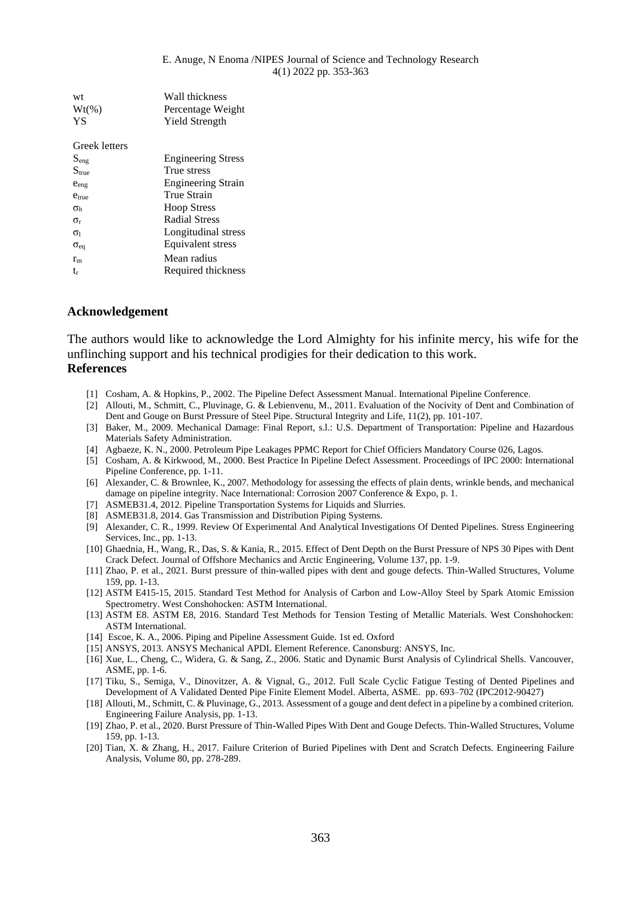| | |
|---|---|
| wt | Wall thickness |
| Wt(%) | Percentage Weight |
| YS | Yield Strength |

Greek letters

| | |
|---|---|
| $S_{eng}$ | Engineering Stress |
| $S_{true}$ | True stress |
| $e_{eng}$ | Engineering Strain |
| $e_{true}$ | True Strain |
| $\sigma_h$ | Hoop Stress |
| $\sigma_r$ | Radial Stress |
| $\sigma_l$ | Longitudinal stress |
| $\sigma_{eq}$ | Equivalent stress |
| $r_m$ | Mean radius |
| $t_r$ | Required thickness |

## Acknowledgement

The authors would like to acknowledge the Lord Almighty for his infinite mercy, his wife for the unflinching support and his technical prodigies for their dedication to this work.

## References

[1] Cosham, A. & Hopkins, P., 2002. The Pipeline Defect Assessment Manual. International Pipeline Conference.

[2] Allouti, M., Schmitt, C., Pluvinage, G. & Lebienvenu, M., 2011. Evaluation of the Nocivity of Dent and Combination of Dent and Gouge on Burst Pressure of Steel Pipe. Structural Integrity and Life, 11(2), pp. 101-107.

[3] Baker, M., 2009. Mechanical Damage: Final Report, s.l.: U.S. Department of Transportation: Pipeline and Hazardous Materials Safety Administration.

[4] Agbaeze, K. N., 2000. Petroleum Pipe Leakages PPMC Report for Chief Officiers Mandatory Course 026, Lagos.

[5] Cosham, A. & Kirkwood, M., 2000. Best Practice In Pipeline Defect Assessment. Proceedings of IPC 2000: International Pipeline Conference, pp. 1-11.

[6] Alexander, C. & Brownlee, K., 2007. Methodology for assessing the effects of plain dents, wrinkle bends, and mechanical damage on pipeline integrity. Nace International: Corrosion 2007 Conference & Expo, p. 1.

[7] ASMEB31.4, 2012. Pipeline Transportation Systems for Liquids and Slurries.

[8] ASMEB31.8, 2014. Gas Transmission and Distribution Piping Systems.

[9] Alexander, C. R., 1999. Review Of Experimental And Analytical Investigations Of Dented Pipelines. Stress Engineering Services, Inc., pp. 1-13.

[10] Ghaednia, H., Wang, R., Das, S. & Kania, R., 2015. Effect of Dent Depth on the Burst Pressure of NPS 30 Pipes with Dent Crack Defect. Journal of Offshore Mechanics and Arctic Engineering, Volume 137, pp. 1-9.

[11] Zhao, P. et al., 2021. Burst pressure of thin-walled pipes with dent and gouge defects. Thin-Walled Structures, Volume 159, pp. 1-13.

[12] ASTM E415-15, 2015. Standard Test Method for Analysis of Carbon and Low-Alloy Steel by Spark Atomic Emission Spectrometry. West Conshohocken: ASTM International.

[13] ASTM E8. ASTM E8, 2016. Standard Test Methods for Tension Testing of Metallic Materials. West Conshohocken: ASTM International.

[14] Escoe, K. A., 2006. Piping and Pipeline Assessment Guide. 1st ed. Oxford

[15] ANSYS, 2013. ANSYS Mechanical APDL Element Reference. Canonsburg: ANSYS, Inc.

[16] Xue, L., Cheng, C., Widera, G. & Sang, Z., 2006. Static and Dynamic Burst Analysis of Cylindrical Shells. Vancouver, ASME, pp. 1-6.

[17] Tiku, S., Semiga, V., Dinovitzer, A. & Vignal, G., 2012. Full Scale Cyclic Fatigue Testing of Dented Pipelines and Development of A Validated Dented Pipe Finite Element Model. Alberta, ASME. pp. 693–702 (IPC2012-90427)

[18] Allouti, M., Schmitt, C. & Pluvinage, G., 2013. Assessment of a gouge and dent defect in a pipeline by a combined criterion. Engineering Failure Analysis, pp. 1-13.

[19] Zhao, P. et al., 2020. Burst Pressure of Thin-Walled Pipes With Dent and Gouge Defects. Thin-Walled Structures, Volume 159, pp. 1-13.

[20] Tian, X. & Zhang, H., 2017. Failure Criterion of Buried Pipelines with Dent and Scratch Defects. Engineering Failure Analysis, Volume 80, pp. 278-289.